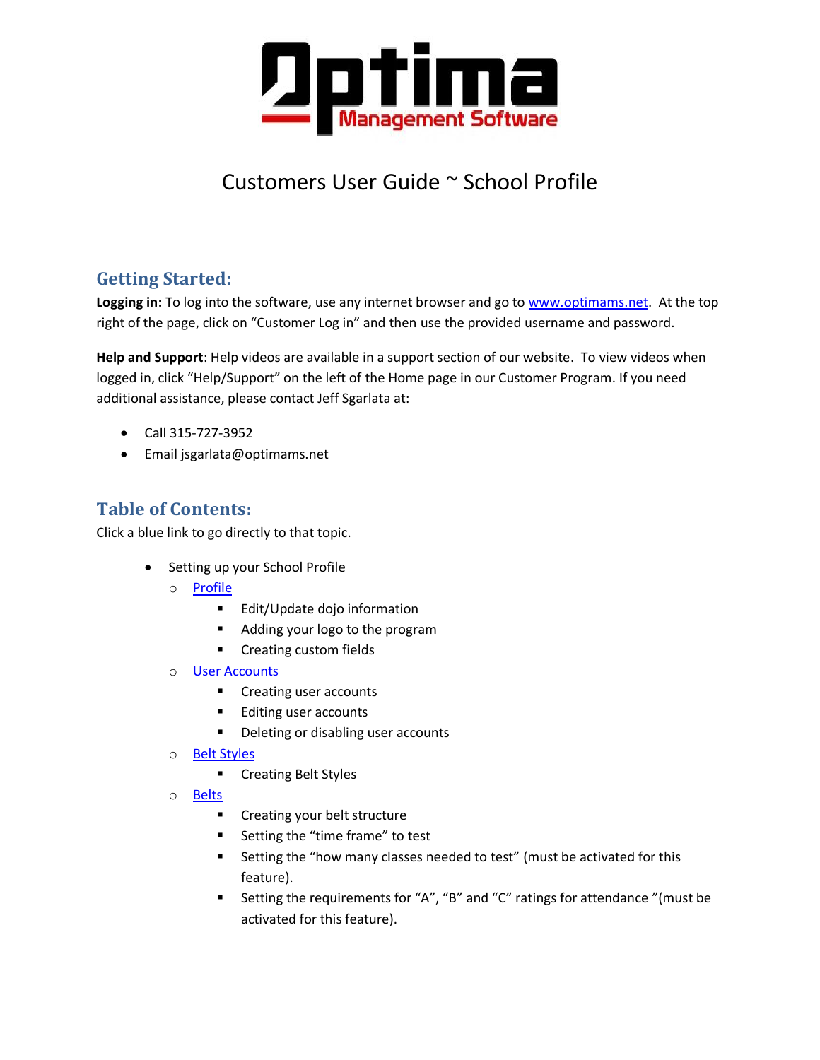# Optima Management Software

## Customers User Guide ~ School Profile

### Getting Started:

**Logging in:** To log into the software, use any internet browser and go to [www.optimams.net](http://www.optimams.net). At the top right of the page, click on "Customer Log in" and then use the provided username and password.

**Help and Support**: Help videos are available in a support section of our website. To view videos when logged in, click "Help/Support" on the left of the Home page in our Customer Program. If you need additional assistance, please contact Jeff Sgarlata at:

- Call 315-727-3952
- Email jsgarlata@optimams.net

### Table of Contents:

Click a blue link to go directly to that topic.

- Setting up your School Profile
  - Profile
    - Edit/Update dojo information
    - Adding your logo to the program
    - Creating custom fields
  - User Accounts
    - Creating user accounts
    - Editing user accounts
    - Deleting or disabling user accounts
  - Belt Styles
    - Creating Belt Styles
  - Belts
    - Creating your belt structure
    - Setting the "time frame" to test
    - Setting the "how many classes needed to test" (must be activated for this feature).
    - Setting the requirements for "A", "B" and "C" ratings for attendance "(must be activated for this feature).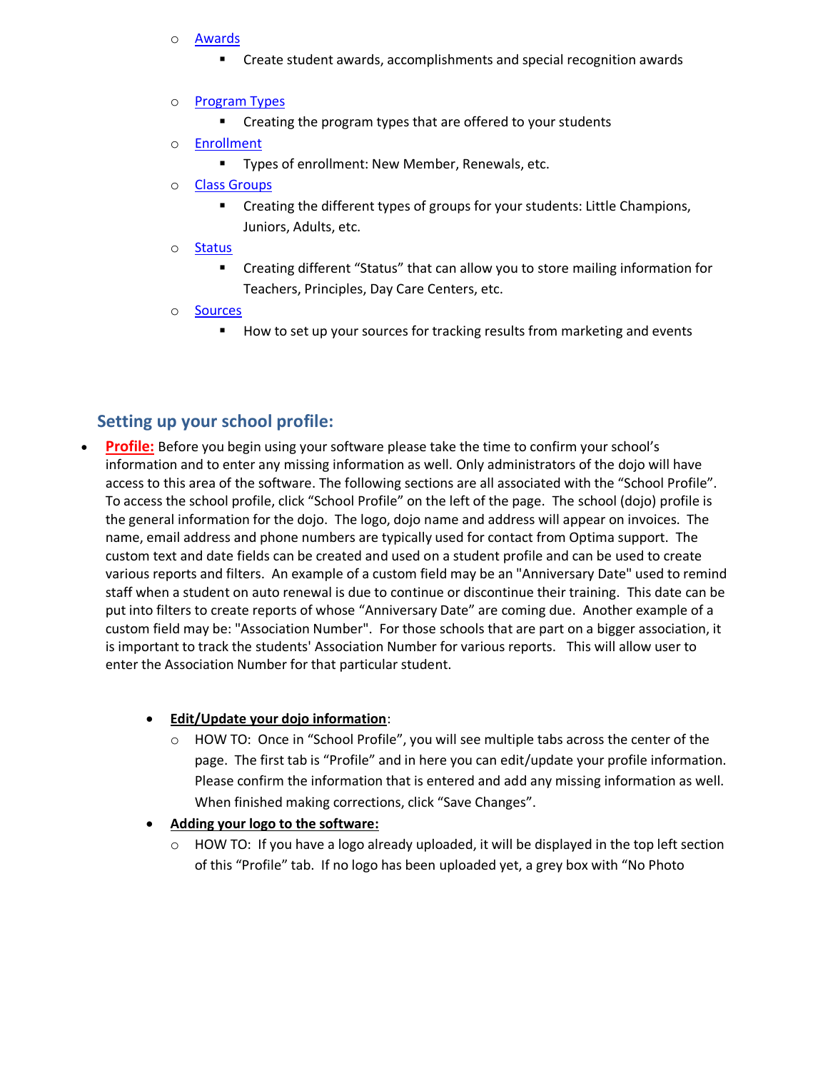- [Awards](#)
  - Create student awards, accomplishments and special recognition awards
- [Program Types](#)
  - Creating the program types that are offered to your students
- [Enrollment](#)
  - Types of enrollment: New Member, Renewals, etc.
- [Class Groups](#)
  - Creating the different types of groups for your students: Little Champions, Juniors, Adults, etc.
- [Status](#)
  - Creating different "Status" that can allow you to store mailing information for Teachers, Principles, Day Care Centers, etc.
- [Sources](#)
  - How to set up your sources for tracking results from marketing and events

## Setting up your school profile:

- **Profile:** Before you begin using your software please take the time to confirm your school's information and to enter any missing information as well. Only administrators of the dojo will have access to this area of the software. The following sections are all associated with the "School Profile". To access the school profile, click "School Profile" on the left of the page. The school (dojo) profile is the general information for the dojo. The logo, dojo name and address will appear on invoices. The name, email address and phone numbers are typically used for contact from Optima support. The custom text and date fields can be created and used on a student profile and can be used to create various reports and filters. An example of a custom field may be an "Anniversary Date" used to remind staff when a student on auto renewal is due to continue or discontinue their training. This date can be put into filters to create reports of whose "Anniversary Date" are coming due. Another example of a custom field may be: "Association Number". For those schools that are part on a bigger association, it is important to track the students' Association Number for various reports. This will allow user to enter the Association Number for that particular student.

  - **Edit/Update your dojo information**:
    - HOW TO: Once in "School Profile", you will see multiple tabs across the center of the page. The first tab is "Profile" and in here you can edit/update your profile information. Please confirm the information that is entered and add any missing information as well. When finished making corrections, click "Save Changes".
  - **Adding your logo to the software:**
    - HOW TO: If you have a logo already uploaded, it will be displayed in the top left section of this "Profile" tab. If no logo has been uploaded yet, a grey box with "No Photo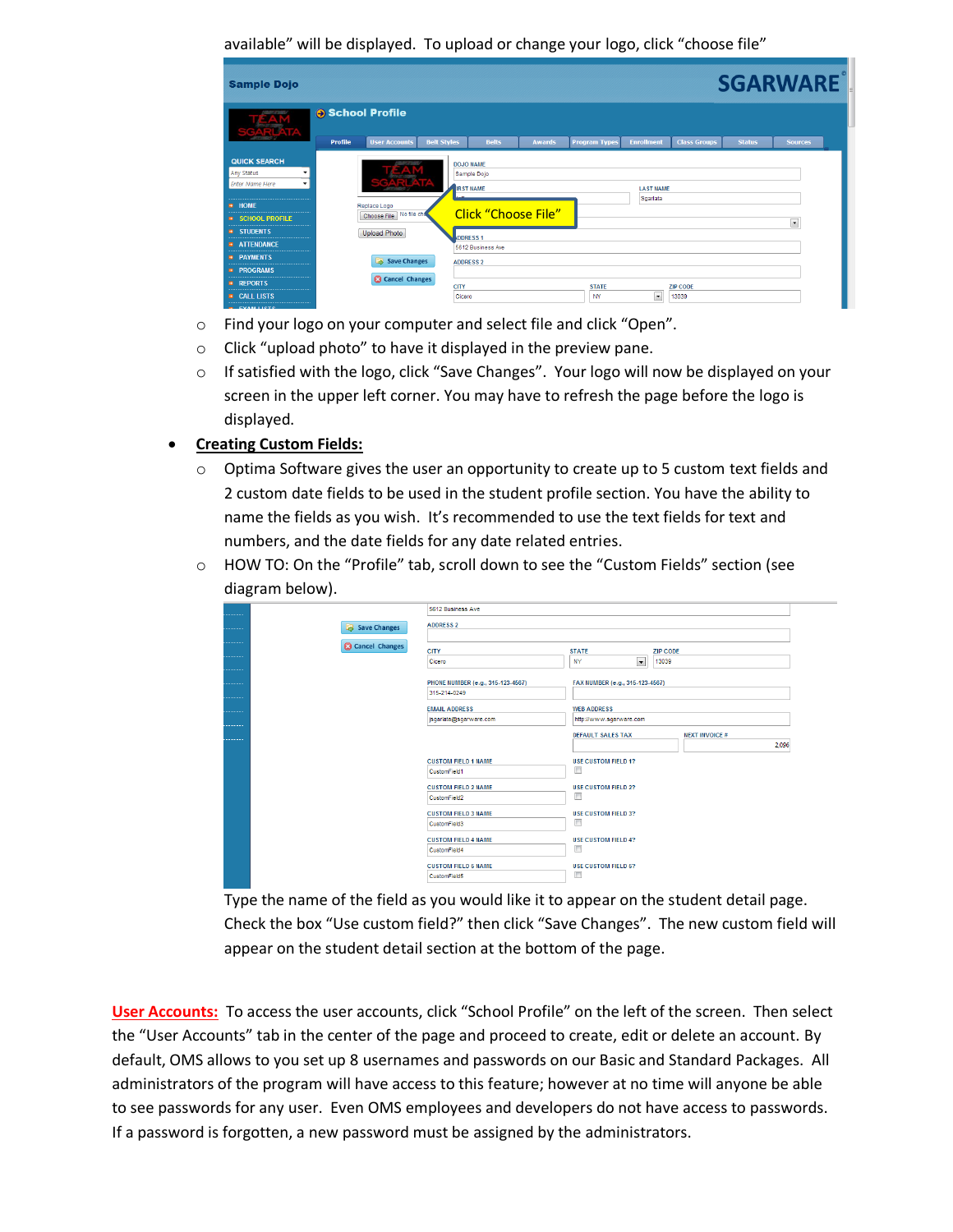available" will be displayed. To upload or change your logo, click "choose file"

- Find your logo on your computer and select file and click "Open".
- Click "upload photo" to have it displayed in the preview pane.
- If satisfied with the logo, click "Save Changes". Your logo will now be displayed on your screen in the upper left corner. You may have to refresh the page before the logo is displayed.

- **Creating Custom Fields:**
  - Optima Software gives the user an opportunity to create up to 5 custom text fields and 2 custom date fields to be used in the student profile section. You have the ability to name the fields as you wish. It's recommended to use the text fields for text and numbers, and the date fields for any date related entries.
  - HOW TO: On the "Profile" tab, scroll down to see the "Custom Fields" section (see diagram below).

  Type the name of the field as you would like it to appear on the student detail page. Check the box "Use custom field?" then click "Save Changes". The new custom field will appear on the student detail section at the bottom of the page.

**User Accounts:** To access the user accounts, click "School Profile" on the left of the screen. Then select the "User Accounts" tab in the center of the page and proceed to create, edit or delete an account. By default, OMS allows to you set up 8 usernames and passwords on our Basic and Standard Packages. All administrators of the program will have access to this feature; however at no time will anyone be able to see passwords for any user. Even OMS employees and developers do not have access to passwords. If a password is forgotten, a new password must be assigned by the administrators.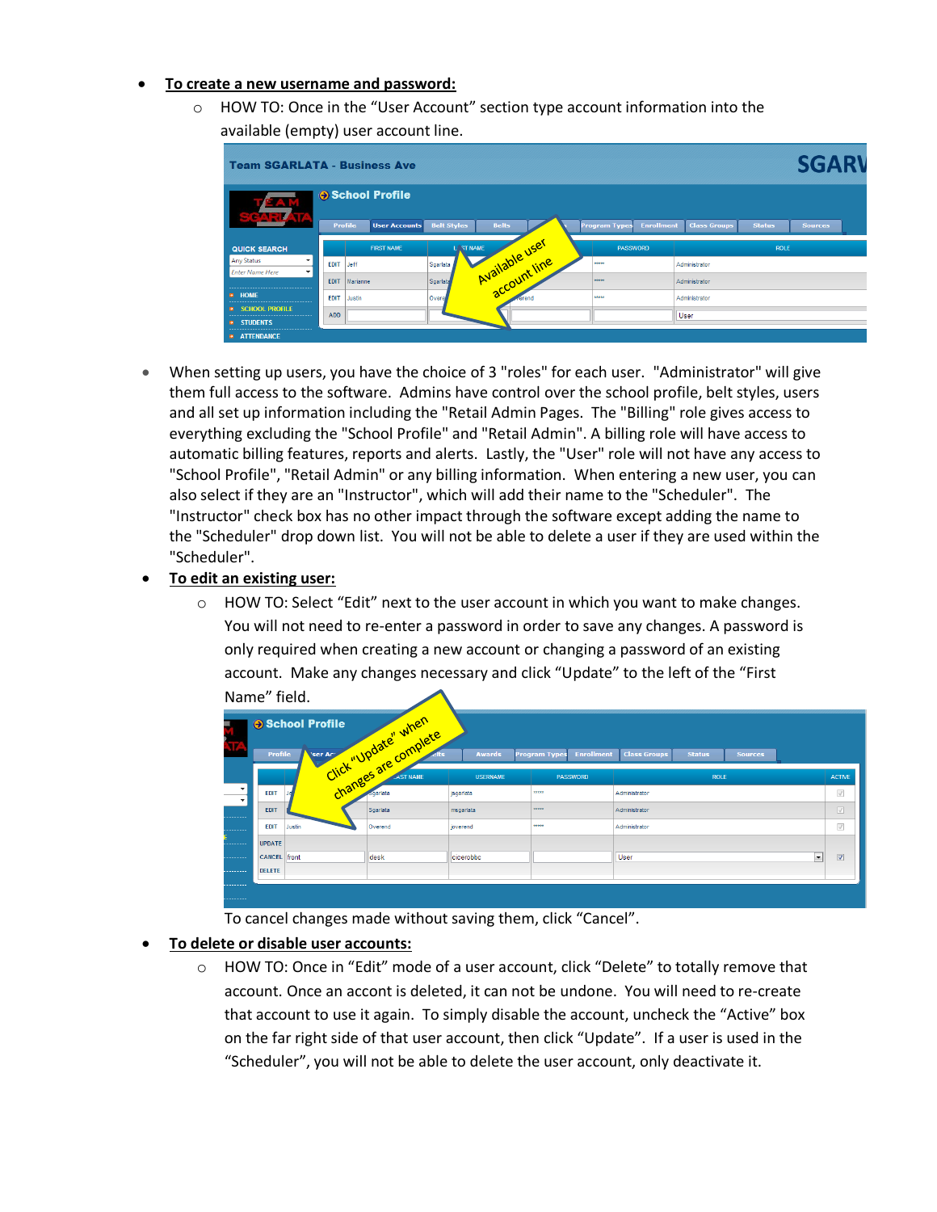- **<u>To create a new username and password:</u>**
  - HOW TO: Once in the "User Account" section type account information into the available (empty) user account line.

- When setting up users, you have the choice of 3 "roles" for each user. "Administrator" will give them full access to the software. Admins have control over the school profile, belt styles, users and all set up information including the "Retail Admin Pages. The "Billing" role gives access to everything excluding the "School Profile" and "Retail Admin". A billing role will have access to automatic billing features, reports and alerts. Lastly, the "User" role will not have any access to "School Profile", "Retail Admin" or any billing information. When entering a new user, you can also select if they are an "Instructor", which will add their name to the "Scheduler". The "Instructor" check box has no other impact through the software except adding the name to the "Scheduler" drop down list. You will not be able to delete a user if they are used within the "Scheduler".
- **<u>To edit an existing user:</u>**
  - HOW TO: Select "Edit" next to the user account in which you want to make changes. You will not need to re-enter a password in order to save any changes. A password is only required when creating a new account or changing a password of an existing account. Make any changes necessary and click "Update" to the left of the "First Name" field.

    To cancel changes made without saving them, click "Cancel".
- **<u>To delete or disable user accounts:</u>**
  - HOW TO: Once in "Edit" mode of a user account, click "Delete" to totally remove that account. Once an accont is deleted, it can not be undone. You will need to re-create that account to use it again. To simply disable the account, uncheck the "Active" box on the far right side of that user account, then click "Update". If a user is used in the "Scheduler", you will not be able to delete the user account, only deactivate it.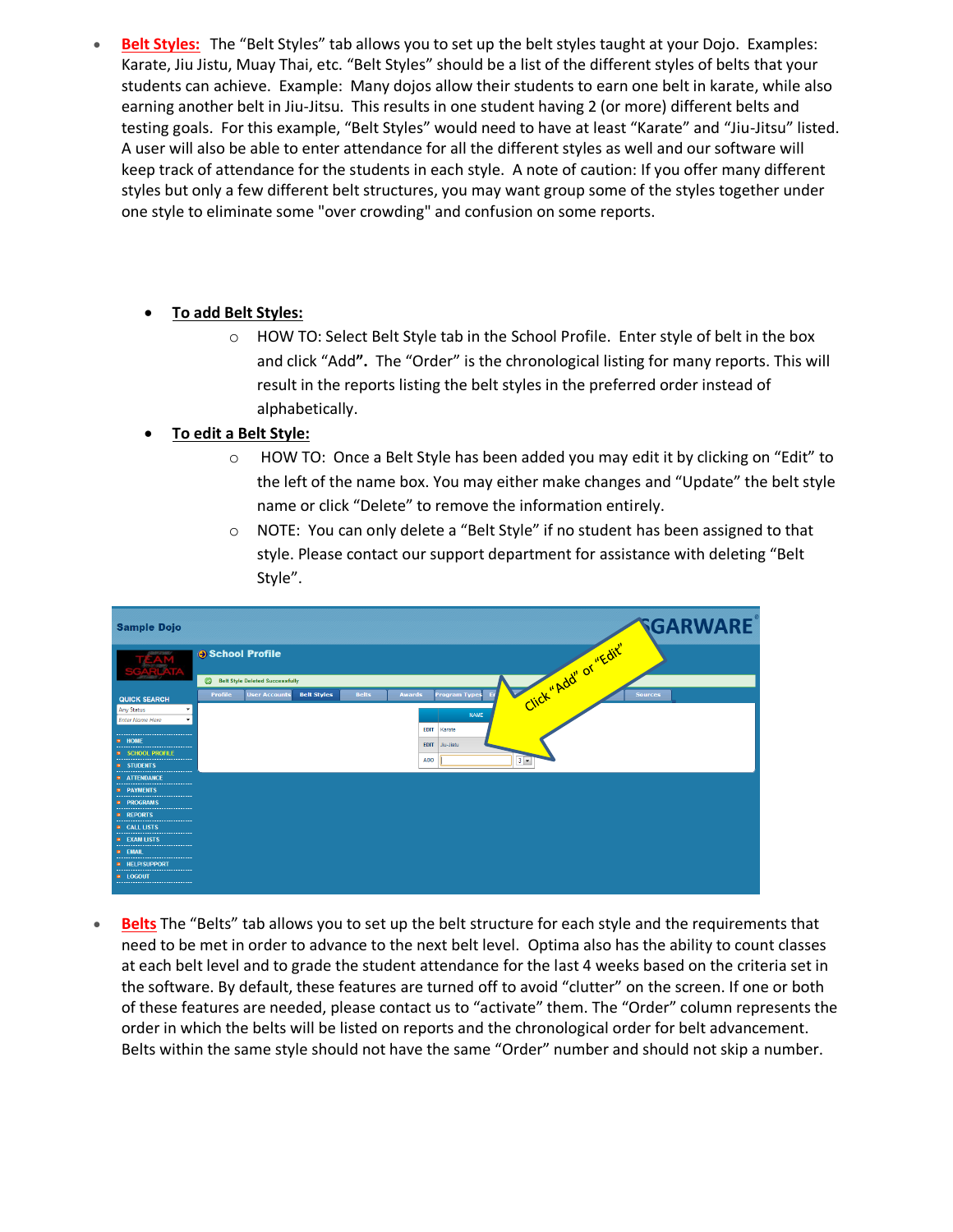- **Belt Styles:** The "Belt Styles" tab allows you to set up the belt styles taught at your Dojo. Examples: Karate, Jiu Jistu, Muay Thai, etc. "Belt Styles" should be a list of the different styles of belts that your students can achieve. Example: Many dojos allow their students to earn one belt in karate, while also earning another belt in Jiu-Jitsu. This results in one student having 2 (or more) different belts and testing goals. For this example, "Belt Styles" would need to have at least "Karate" and "Jiu-Jitsu" listed. A user will also be able to enter attendance for all the different styles as well and our software will keep track of attendance for the students in each style. A note of caution: If you offer many different styles but only a few different belt structures, you may want group some of the styles together under one style to eliminate some "over crowding" and confusion on some reports.

  - **To add Belt Styles:**
    - HOW TO: Select Belt Style tab in the School Profile. Enter style of belt in the box and click "Add". The "Order" is the chronological listing for many reports. This will result in the reports listing the belt styles in the preferred order instead of alphabetically.
  - **To edit a Belt Style:**
    - HOW TO: Once a Belt Style has been added you may edit it by clicking on "Edit" to the left of the name box. You may either make changes and "Update" the belt style name or click "Delete" to remove the information entirely.
    - NOTE: You can only delete a "Belt Style" if no student has been assigned to that style. Please contact our support department for assistance with deleting "Belt Style".

- **Belts** The "Belts" tab allows you to set up the belt structure for each style and the requirements that need to be met in order to advance to the next belt level. Optima also has the ability to count classes at each belt level and to grade the student attendance for the last 4 weeks based on the criteria set in the software. By default, these features are turned off to avoid "clutter" on the screen. If one or both of these features are needed, please contact us to "activate" them. The "Order" column represents the order in which the belts will be listed on reports and the chronological order for belt advancement. Belts within the same style should not have the same "Order" number and should not skip a number.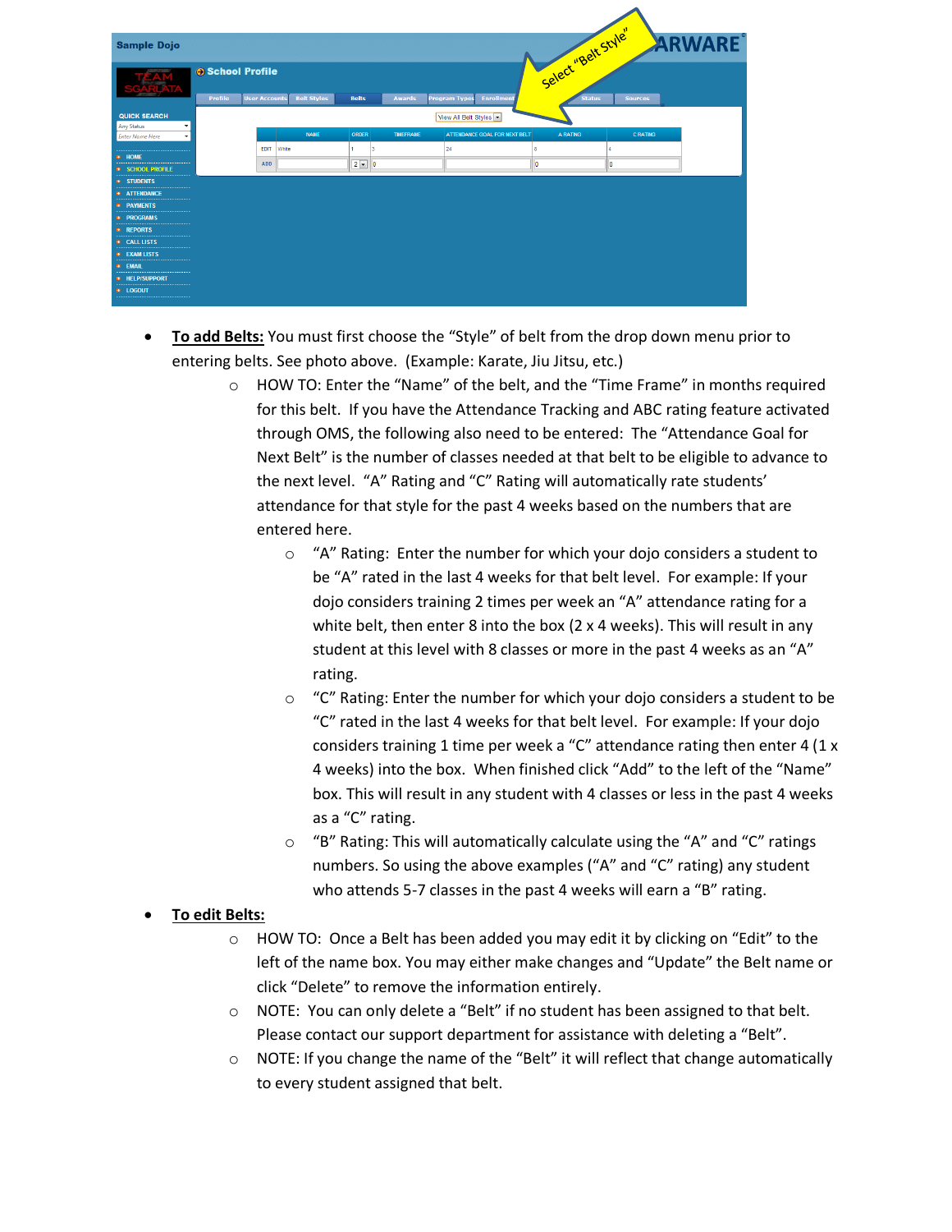- **To add Belts:** You must first choose the "Style" of belt from the drop down menu prior to entering belts. See photo above. (Example: Karate, Jiu Jitsu, etc.)
  - HOW TO: Enter the "Name" of the belt, and the "Time Frame" in months required for this belt. If you have the Attendance Tracking and ABC rating feature activated through OMS, the following also need to be entered: The "Attendance Goal for Next Belt" is the number of classes needed at that belt to be eligible to advance to the next level. "A" Rating and "C" Rating will automatically rate students' attendance for that style for the past 4 weeks based on the numbers that are entered here.
    - "A" Rating: Enter the number for which your dojo considers a student to be "A" rated in the last 4 weeks for that belt level. For example: If your dojo considers training 2 times per week an "A" attendance rating for a white belt, then enter 8 into the box (2 x 4 weeks). This will result in any student at this level with 8 classes or more in the past 4 weeks as an "A" rating.
    - "C" Rating: Enter the number for which your dojo considers a student to be "C" rated in the last 4 weeks for that belt level. For example: If your dojo considers training 1 time per week a "C" attendance rating then enter 4 (1 x 4 weeks) into the box. When finished click "Add" to the left of the "Name" box. This will result in any student with 4 classes or less in the past 4 weeks as a "C" rating.
    - "B" Rating: This will automatically calculate using the "A" and "C" ratings numbers. So using the above examples ("A" and "C" rating) any student who attends 5-7 classes in the past 4 weeks will earn a "B" rating.
- **To edit Belts:**
  - HOW TO: Once a Belt has been added you may edit it by clicking on "Edit" to the left of the name box. You may either make changes and "Update" the Belt name or click "Delete" to remove the information entirely.
  - NOTE: You can only delete a "Belt" if no student has been assigned to that belt. Please contact our support department for assistance with deleting a "Belt".
  - NOTE: If you change the name of the "Belt" it will reflect that change automatically to every student assigned that belt.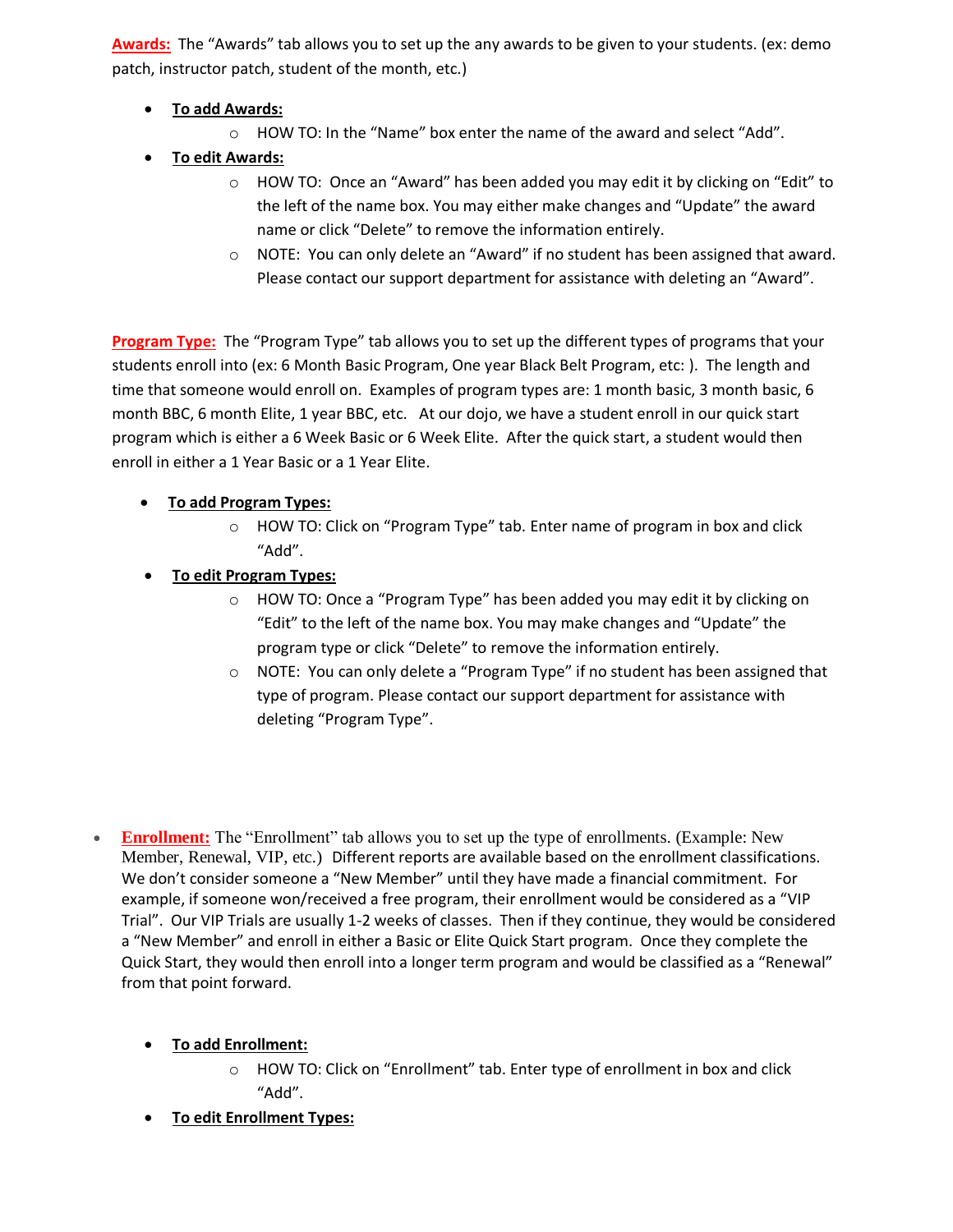**Awards:** The "Awards" tab allows you to set up the any awards to be given to your students. (ex: demo patch, instructor patch, student of the month, etc.)

- **To add Awards:**
  - HOW TO: In the "Name" box enter the name of the award and select "Add".
- **To edit Awards:**
  - HOW TO: Once an "Award" has been added you may edit it by clicking on "Edit" to the left of the name box. You may either make changes and "Update" the award name or click "Delete" to remove the information entirely.
  - NOTE: You can only delete an "Award" if no student has been assigned that award. Please contact our support department for assistance with deleting an "Award".

**Program Type:** The "Program Type" tab allows you to set up the different types of programs that your students enroll into (ex: 6 Month Basic Program, One year Black Belt Program, etc: ). The length and time that someone would enroll on. Examples of program types are: 1 month basic, 3 month basic, 6 month BBC, 6 month Elite, 1 year BBC, etc. At our dojo, we have a student enroll in our quick start program which is either a 6 Week Basic or 6 Week Elite. After the quick start, a student would then enroll in either a 1 Year Basic or a 1 Year Elite.

- **To add Program Types:**
  - HOW TO: Click on "Program Type" tab. Enter name of program in box and click "Add".
- **To edit Program Types:**
  - HOW TO: Once a "Program Type" has been added you may edit it by clicking on "Edit" to the left of the name box. You may make changes and "Update" the program type or click "Delete" to remove the information entirely.
  - NOTE: You can only delete a "Program Type" if no student has been assigned that type of program. Please contact our support department for assistance with deleting "Program Type".

- **Enrollment:** The "Enrollment" tab allows you to set up the type of enrollments. (Example: New Member, Renewal, VIP, etc.) Different reports are available based on the enrollment classifications. We don't consider someone a "New Member" until they have made a financial commitment. For example, if someone won/received a free program, their enrollment would be considered as a "VIP Trial". Our VIP Trials are usually 1-2 weeks of classes. Then if they continue, they would be considered a "New Member" and enroll in either a Basic or Elite Quick Start program. Once they complete the Quick Start, they would then enroll into a longer term program and would be classified as a "Renewal" from that point forward.

  - **To add Enrollment:**
    - HOW TO: Click on "Enrollment" tab. Enter type of enrollment in box and click "Add".
  - **To edit Enrollment Types:**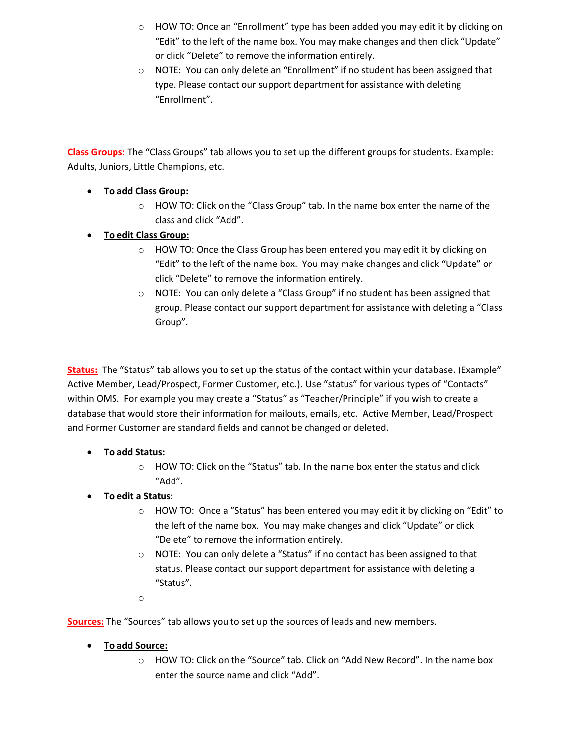- HOW TO: Once an “Enrollment” type has been added you may edit it by clicking on “Edit” to the left of the name box. You may make changes and then click “Update” or click “Delete” to remove the information entirely.
  - NOTE: You can only delete an “Enrollment” if no student has been assigned that type. Please contact our support department for assistance with deleting “Enrollment”.

**Class Groups:** The “Class Groups” tab allows you to set up the different groups for students. Example: Adults, Juniors, Little Champions, etc.

- **To add Class Group:**
  - HOW TO: Click on the “Class Group” tab. In the name box enter the name of the class and click “Add”.
- **To edit Class Group:**
  - HOW TO: Once the Class Group has been entered you may edit it by clicking on “Edit” to the left of the name box. You may make changes and click “Update” or click “Delete” to remove the information entirely.
  - NOTE: You can only delete a “Class Group” if no student has been assigned that group. Please contact our support department for assistance with deleting a “Class Group”.

**Status:** The “Status” tab allows you to set up the status of the contact within your database. (Example” Active Member, Lead/Prospect, Former Customer, etc.). Use “status” for various types of “Contacts” within OMS. For example you may create a “Status” as “Teacher/Principle” if you wish to create a database that would store their information for mailouts, emails, etc. Active Member, Lead/Prospect and Former Customer are standard fields and cannot be changed or deleted.

- **To add Status:**
  - HOW TO: Click on the “Status” tab. In the name box enter the status and click “Add”.
- **To edit a Status:**
  - HOW TO: Once a “Status” has been entered you may edit it by clicking on “Edit” to the left of the name box. You may make changes and click “Update” or click “Delete” to remove the information entirely.
  - NOTE: You can only delete a “Status” if no contact has been assigned to that status. Please contact our support department for assistance with deleting a “Status”.

**Sources:** The “Sources” tab allows you to set up the sources of leads and new members.

- **To add Source:**
  - HOW TO: Click on the “Source” tab. Click on “Add New Record”. In the name box enter the source name and click “Add”.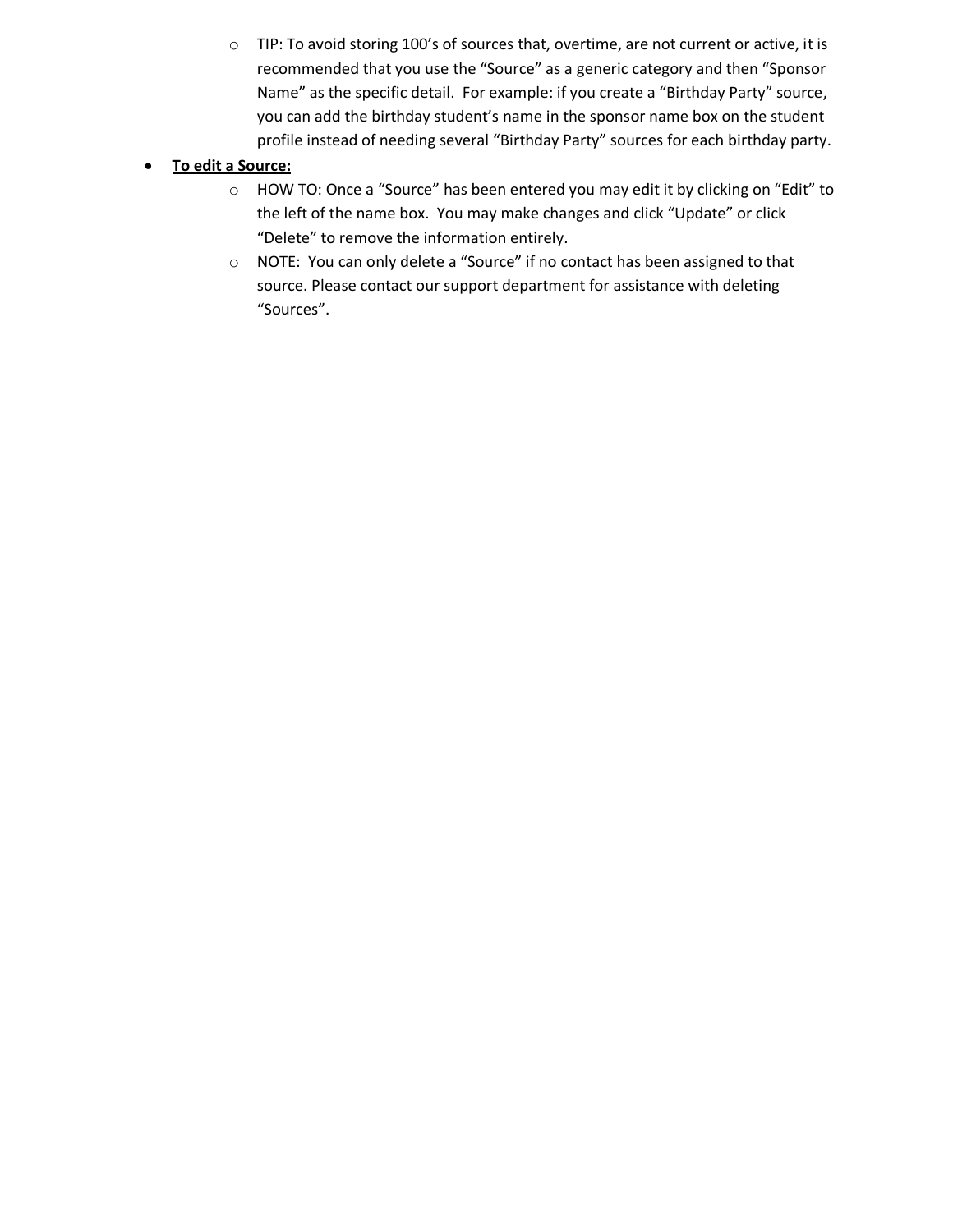- TIP: To avoid storing 100's of sources that, overtime, are not current or active, it is recommended that you use the "Source" as a generic category and then "Sponsor Name" as the specific detail. For example: if you create a "Birthday Party" source, you can add the birthday student's name in the sponsor name box on the student profile instead of needing several "Birthday Party" sources for each birthday party.

- **To edit a Source:**
  - HOW TO: Once a "Source" has been entered you may edit it by clicking on "Edit" to the left of the name box. You may make changes and click "Update" or click "Delete" to remove the information entirely.
  - NOTE: You can only delete a "Source" if no contact has been assigned to that source. Please contact our support department for assistance with deleting "Sources".